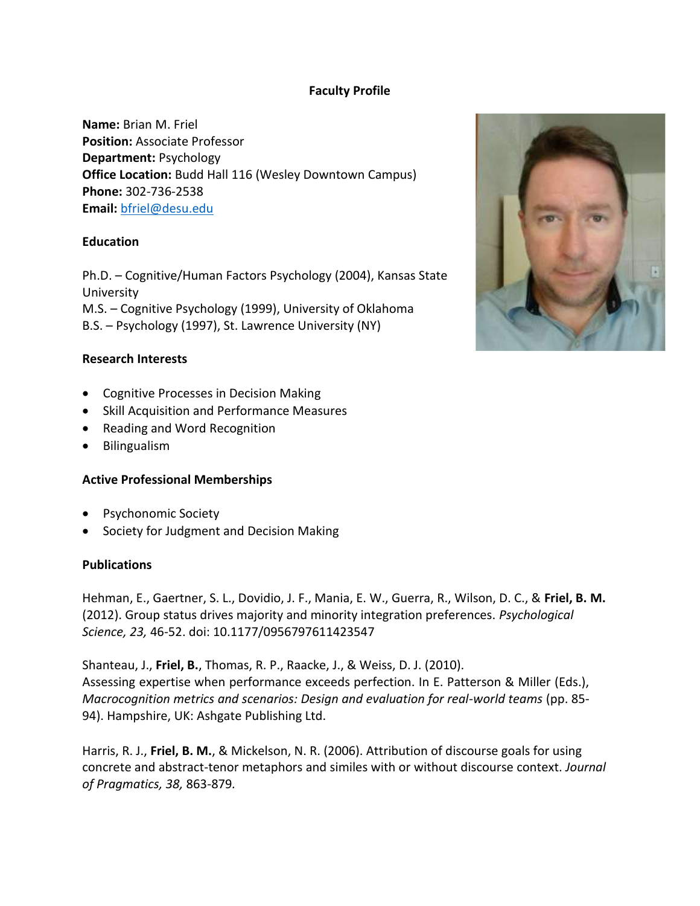# Faculty Profile

**Name:** Brian M. Friel
**Position:** Associate Professor
**Department:** Psychology
**Office Location:** Budd Hall 116 (Wesley Downtown Campus)
**Phone:** 302-736-2538
**Email:** [bfriel@desu.edu](mailto:bfriel@desu.edu)

## Education

Ph.D. – Cognitive/Human Factors Psychology (2004), Kansas State University
M.S. – Cognitive Psychology (1999), University of Oklahoma
B.S. – Psychology (1997), St. Lawrence University (NY)

## Research Interests

- Cognitive Processes in Decision Making
- Skill Acquisition and Performance Measures
- Reading and Word Recognition
- Bilingualism

## Active Professional Memberships

- Psychonomic Society
- Society for Judgment and Decision Making

## Publications

Hehman, E., Gaertner, S. L., Dovidio, J. F., Mania, E. W., Guerra, R., Wilson, D. C., & **Friel, B. M.** (2012). Group status drives majority and minority integration preferences. *Psychological Science, 23,* 46-52. doi: 10.1177/0956797611423547

Shanteau, J., **Friel, B.**, Thomas, R. P., Raacke, J., & Weiss, D. J. (2010). Assessing expertise when performance exceeds perfection. In E. Patterson & Miller (Eds.), *Macrocognition metrics and scenarios: Design and evaluation for real-world teams* (pp. 85-94). Hampshire, UK: Ashgate Publishing Ltd.

Harris, R. J., **Friel, B. M.**, & Mickelson, N. R. (2006). Attribution of discourse goals for using concrete and abstract-tenor metaphors and similes with or without discourse context. *Journal of Pragmatics, 38,* 863-879.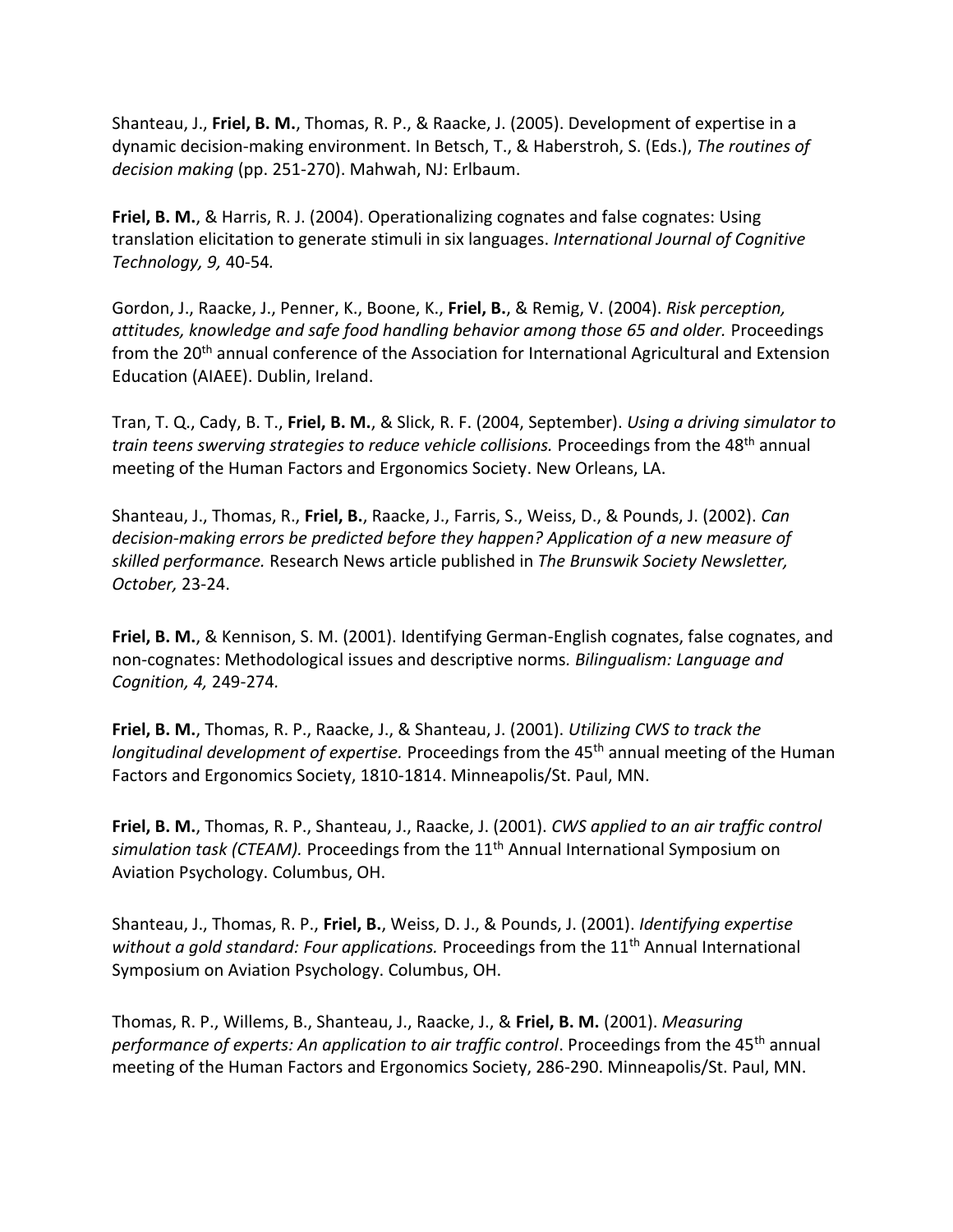Shanteau, J., **Friel, B. M.**, Thomas, R. P., & Raacke, J. (2005). Development of expertise in a dynamic decision-making environment. In Betsch, T., & Haberstroh, S. (Eds.), *The routines of decision making* (pp. 251-270). Mahwah, NJ: Erlbaum.

**Friel, B. M.**, & Harris, R. J. (2004). Operationalizing cognates and false cognates: Using translation elicitation to generate stimuli in six languages. *International Journal of Cognitive Technology, 9,* 40-54.

Gordon, J., Raacke, J., Penner, K., Boone, K., **Friel, B.**, & Remig, V. (2004). *Risk perception, attitudes, knowledge and safe food handling behavior among those 65 and older.* Proceedings from the 20th annual conference of the Association for International Agricultural and Extension Education (AIAEE). Dublin, Ireland.

Tran, T. Q., Cady, B. T., **Friel, B. M.**, & Slick, R. F. (2004, September). *Using a driving simulator to train teens swerving strategies to reduce vehicle collisions.* Proceedings from the 48th annual meeting of the Human Factors and Ergonomics Society. New Orleans, LA.

Shanteau, J., Thomas, R., **Friel, B.**, Raacke, J., Farris, S., Weiss, D., & Pounds, J. (2002). *Can decision-making errors be predicted before they happen? Application of a new measure of skilled performance.* Research News article published in *The Brunswik Society Newsletter, October,* 23-24.

**Friel, B. M.**, & Kennison, S. M. (2001). Identifying German-English cognates, false cognates, and non-cognates: Methodological issues and descriptive norms. *Bilingualism: Language and Cognition, 4,* 249-274.

**Friel, B. M.**, Thomas, R. P., Raacke, J., & Shanteau, J. (2001). *Utilizing CWS to track the longitudinal development of expertise.* Proceedings from the 45th annual meeting of the Human Factors and Ergonomics Society, 1810-1814. Minneapolis/St. Paul, MN.

**Friel, B. M.**, Thomas, R. P., Shanteau, J., Raacke, J. (2001). *CWS applied to an air traffic control simulation task (CTEAM).* Proceedings from the 11th Annual International Symposium on Aviation Psychology. Columbus, OH.

Shanteau, J., Thomas, R. P., **Friel, B.**, Weiss, D. J., & Pounds, J. (2001). *Identifying expertise without a gold standard: Four applications.* Proceedings from the 11th Annual International Symposium on Aviation Psychology. Columbus, OH.

Thomas, R. P., Willems, B., Shanteau, J., Raacke, J., & **Friel, B. M.** (2001). *Measuring performance of experts: An application to air traffic control*. Proceedings from the 45th annual meeting of the Human Factors and Ergonomics Society, 286-290. Minneapolis/St. Paul, MN.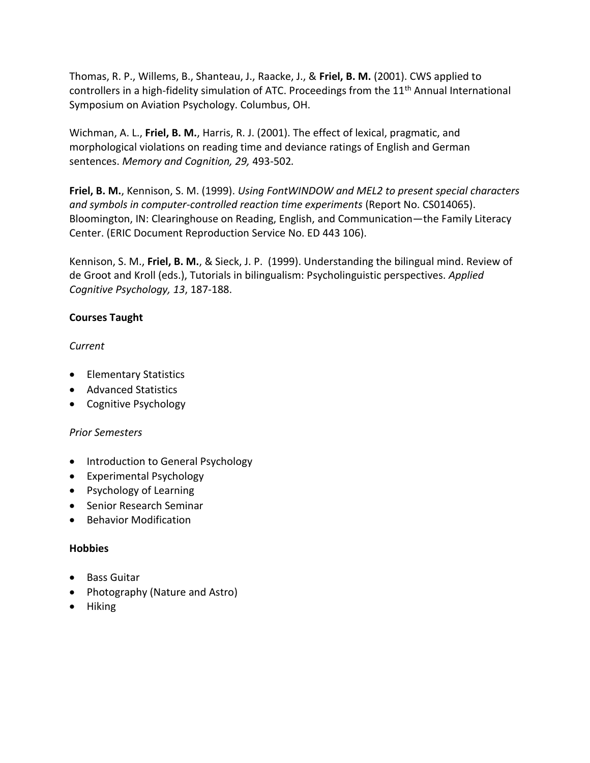Thomas, R. P., Willems, B., Shanteau, J., Raacke, J., & **Friel, B. M.** (2001). CWS applied to controllers in a high-fidelity simulation of ATC. Proceedings from the 11th Annual International Symposium on Aviation Psychology. Columbus, OH.

Wichman, A. L., **Friel, B. M.**, Harris, R. J. (2001). The effect of lexical, pragmatic, and morphological violations on reading time and deviance ratings of English and German sentences. *Memory and Cognition, 29,* 493-502.

**Friel, B. M.**, Kennison, S. M. (1999). *Using FontWINDOW and MEL2 to present special characters and symbols in computer-controlled reaction time experiments* (Report No. CS014065). Bloomington, IN: Clearinghouse on Reading, English, and Communication—the Family Literacy Center. (ERIC Document Reproduction Service No. ED 443 106).

Kennison, S. M., **Friel, B. M.**, & Sieck, J. P. (1999). Understanding the bilingual mind. Review of de Groot and Kroll (eds.), Tutorials in bilingualism: Psycholinguistic perspectives. *Applied Cognitive Psychology, 13*, 187-188.

**Courses Taught**

*Current*

- Elementary Statistics
- Advanced Statistics
- Cognitive Psychology

*Prior Semesters*

- Introduction to General Psychology
- Experimental Psychology
- Psychology of Learning
- Senior Research Seminar
- Behavior Modification

**Hobbies**

- Bass Guitar
- Photography (Nature and Astro)
- Hiking